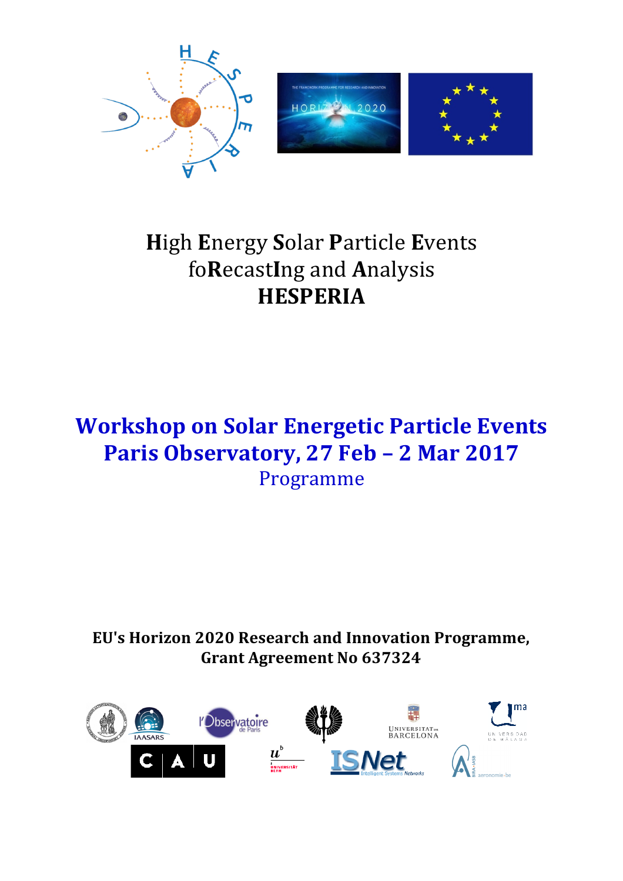**H**igh **E**nergy **S**olar **P**article **E**vents
fo**R**ecast**I**ng and **A**nalysis
**HESPERIA**

# Workshop on Solar Energetic Particle Events
# Paris Observatory, 27 Feb – 2 Mar 2017

## Programme

**EU's Horizon 2020 Research and Innovation Programme,**
**Grant Agreement No 637324**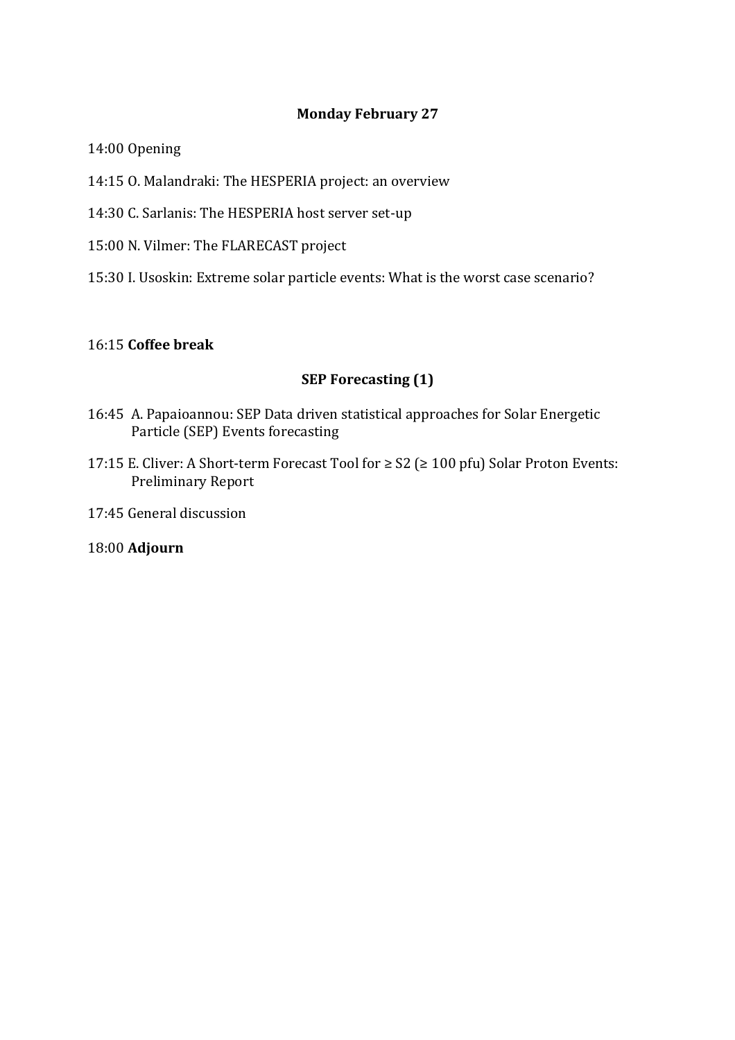**Monday February 27**

14:00 Opening

14:15 O. Malandraki: The HESPERIA project: an overview

14:30 C. Sarlanis: The HESPERIA host server set-up

15:00 N. Vilmer: The FLARECAST project

15:30 I. Usoskin: Extreme solar particle events: What is the worst case scenario?

16:15 **Coffee break**

**SEP Forecasting (1)**

16:45 A. Papaioannou: SEP Data driven statistical approaches for Solar Energetic Particle (SEP) Events forecasting

17:15 E. Cliver: A Short-term Forecast Tool for ≥ S2 (≥ 100 pfu) Solar Proton Events: Preliminary Report

17:45 General discussion

18:00 **Adjourn**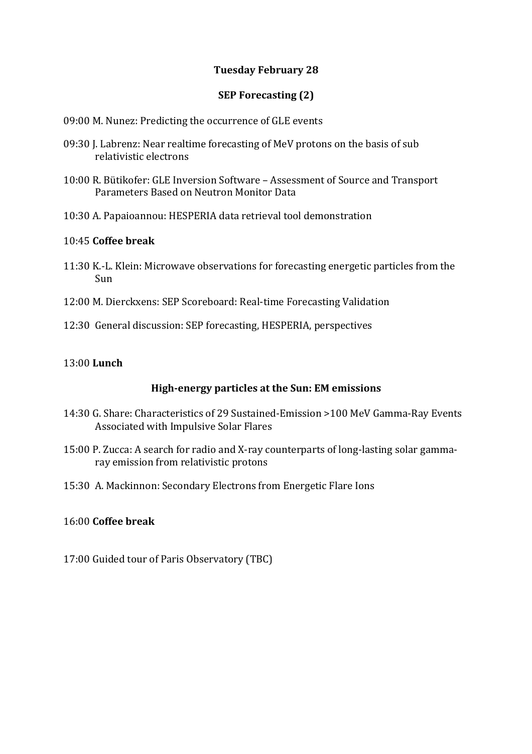**Tuesday February 28**

**SEP Forecasting (2)**

09:00 M. Nunez: Predicting the occurrence of GLE events

09:30 J. Labrenz: Near realtime forecasting of MeV protons on the basis of sub relativistic electrons

10:00 R. Bütikofer: GLE Inversion Software – Assessment of Source and Transport Parameters Based on Neutron Monitor Data

10:30 A. Papaioannou: HESPERIA data retrieval tool demonstration

10:45 **Coffee break**

11:30 K.-L. Klein: Microwave observations for forecasting energetic particles from the Sun

12:00 M. Dierckxens: SEP Scoreboard: Real-time Forecasting Validation

12:30 General discussion: SEP forecasting, HESPERIA, perspectives

13:00 **Lunch**

**High-energy particles at the Sun: EM emissions**

14:30 G. Share: Characteristics of 29 Sustained-Emission >100 MeV Gamma-Ray Events Associated with Impulsive Solar Flares

15:00 P. Zucca: A search for radio and X-ray counterparts of long-lasting solar gamma-ray emission from relativistic protons

15:30 A. Mackinnon: Secondary Electrons from Energetic Flare Ions

16:00 **Coffee break**

17:00 Guided tour of Paris Observatory (TBC)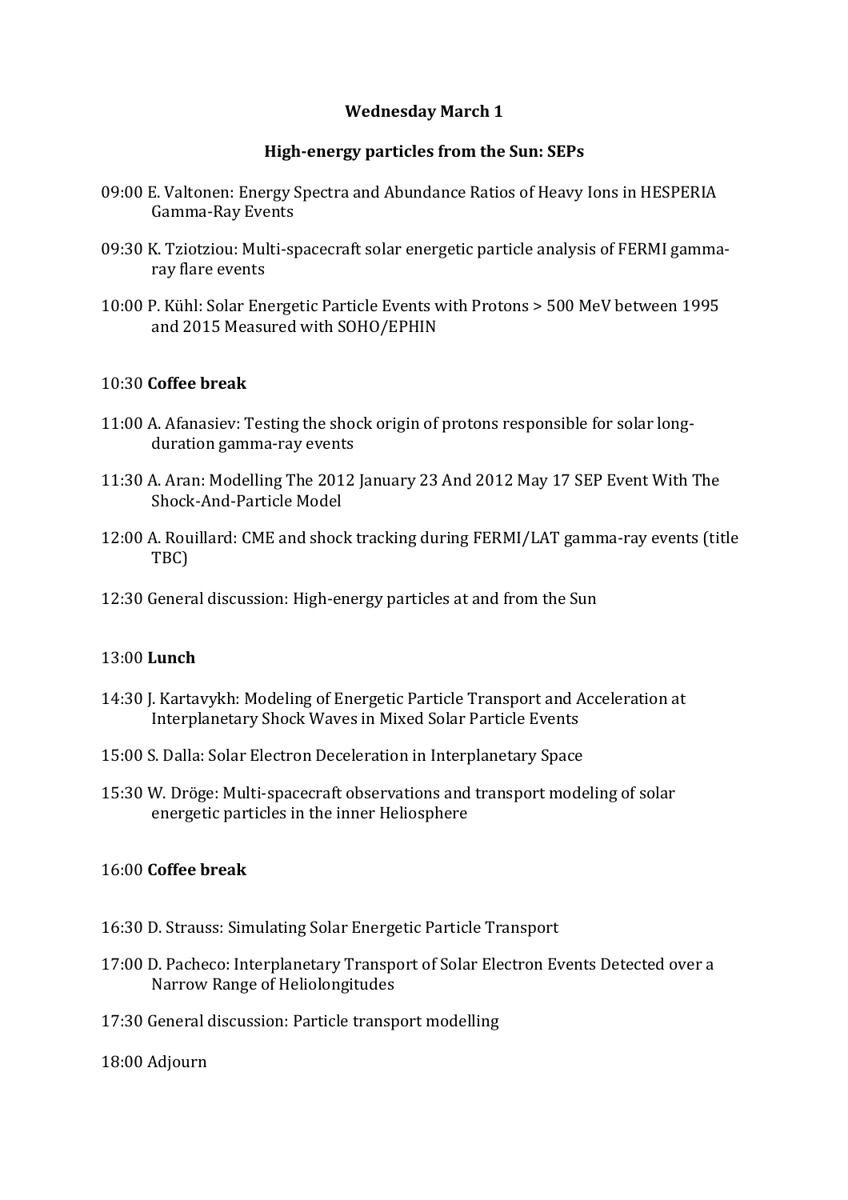**Wednesday March 1**

**High-energy particles from the Sun: SEPs**

09:00 E. Valtonen: Energy Spectra and Abundance Ratios of Heavy Ions in HESPERIA Gamma-Ray Events

09:30 K. Tziotziou: Multi-spacecraft solar energetic particle analysis of FERMI gamma-ray flare events

10:00 P. Kühl: Solar Energetic Particle Events with Protons > 500 MeV between 1995 and 2015 Measured with SOHO/EPHIN

10:30 **Coffee break**

11:00 A. Afanasiev: Testing the shock origin of protons responsible for solar long-duration gamma-ray events

11:30 A. Aran: Modelling The 2012 January 23 And 2012 May 17 SEP Event With The Shock-And-Particle Model

12:00 A. Rouillard: CME and shock tracking during FERMI/LAT gamma-ray events (title TBC)

12:30 General discussion: High-energy particles at and from the Sun

13:00 **Lunch**

14:30 J. Kartavykh: Modeling of Energetic Particle Transport and Acceleration at Interplanetary Shock Waves in Mixed Solar Particle Events

15:00 S. Dalla: Solar Electron Deceleration in Interplanetary Space

15:30 W. Dröge: Multi-spacecraft observations and transport modeling of solar energetic particles in the inner Heliosphere

16:00 **Coffee break**

16:30 D. Strauss: Simulating Solar Energetic Particle Transport

17:00 D. Pacheco: Interplanetary Transport of Solar Electron Events Detected over a Narrow Range of Heliolongitudes

17:30 General discussion: Particle transport modelling

18:00 Adjourn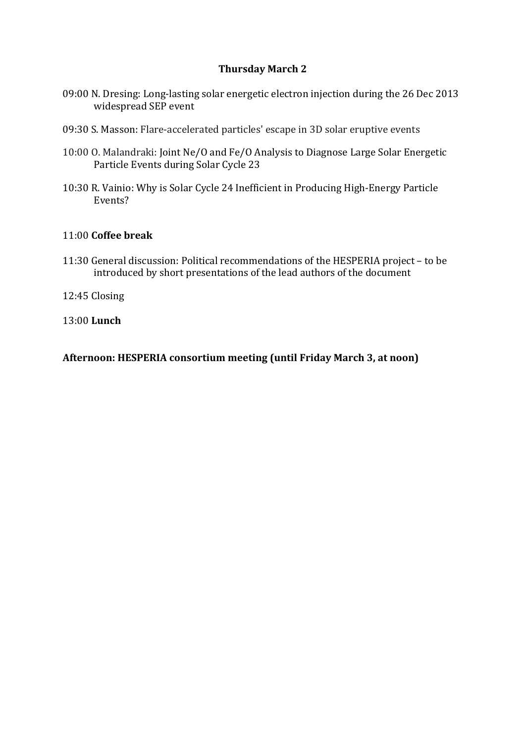**Thursday March 2**

09:00 N. Dresing: Long-lasting solar energetic electron injection during the 26 Dec 2013 widespread SEP event

09:30 S. Masson: Flare-accelerated particles' escape in 3D solar eruptive events

10:00 O. Malandraki: Joint Ne/O and Fe/O Analysis to Diagnose Large Solar Energetic Particle Events during Solar Cycle 23

10:30 R. Vainio: Why is Solar Cycle 24 Inefficient in Producing High-Energy Particle Events?

11:00 **Coffee break**

11:30 General discussion: Political recommendations of the HESPERIA project – to be introduced by short presentations of the lead authors of the document

12:45 Closing

13:00 **Lunch**

**Afternoon: HESPERIA consortium meeting (until Friday March 3, at noon)**